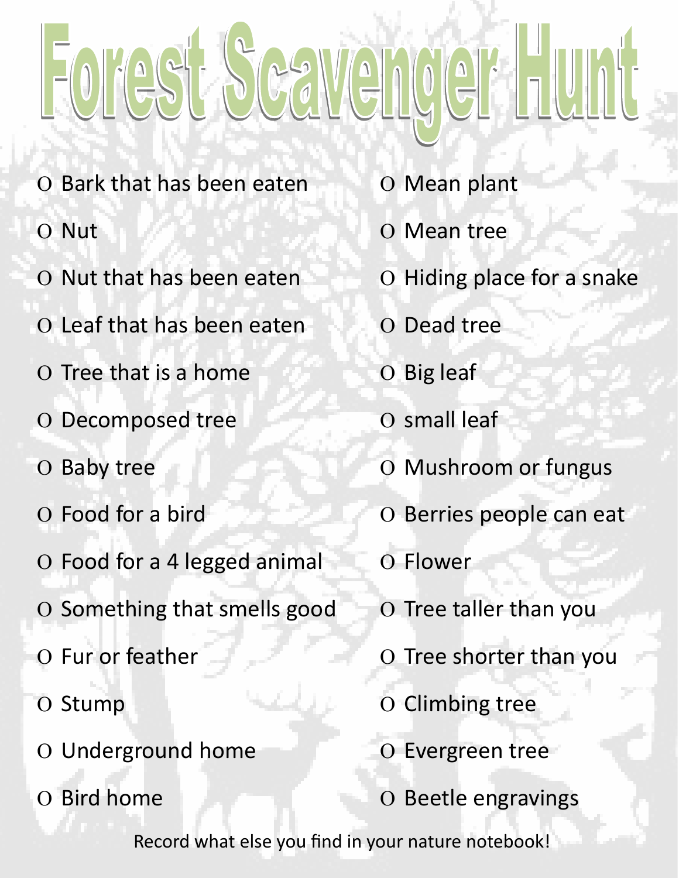# Forest Scavenger Hunt

- O Bark that has been eaten
- O Nut
- O Nut that has been eaten
- O Leaf that has been eaten
- O Tree that is a home
- O Decomposed tree
- O Baby tree
- O Food for a bird
- O Food for a 4 legged animal
- O Something that smells good
- O Fur or feather
- O Stump
- O Underground home
- O Bird home
- O Mean plant
- O Mean tree
- O Hiding place for a snake
- O Dead tree
- O Big leaf
- O small leaf
- O Mushroom or fungus
- O Berries people can eat
- O Flower
- O Tree taller than you
- O Tree shorter than you
- O Climbing tree
- O Evergreen tree
- O Beetle engravings

Record what else you find in your nature notebook!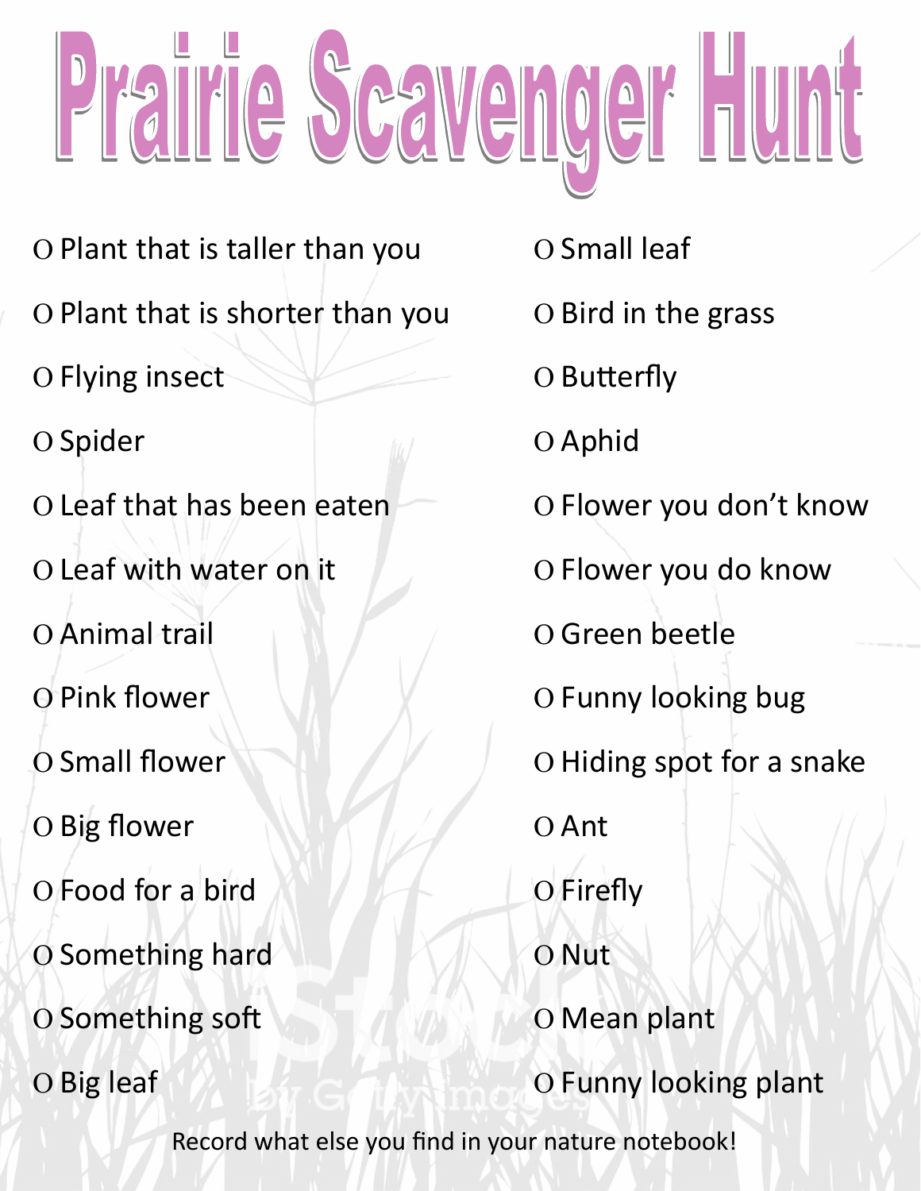# Prairie Scavenger Hunt

- O Plant that is taller than you
- O Plant that is shorter than you
- O Flying insect
- O Spider
- O Leaf that has been eaten
- O Leaf with water on it
- O Animal trail
- O Pink flower
- O Small flower
- O Big flower
- O Food for a bird
- O Something hard
- O Something soft
- O Big leaf
- O Small leaf
- O Bird in the grass
- O Butterfly
- O Aphid
- O Flower you don't know
- O Flower you do know
- O Green beetle
- O Funny looking bug
- O Hiding spot for a snake
- O Ant
- O Firefly
- O Nut
- O Mean plant
- O Funny looking plant

Record what else you find in your nature notebook!